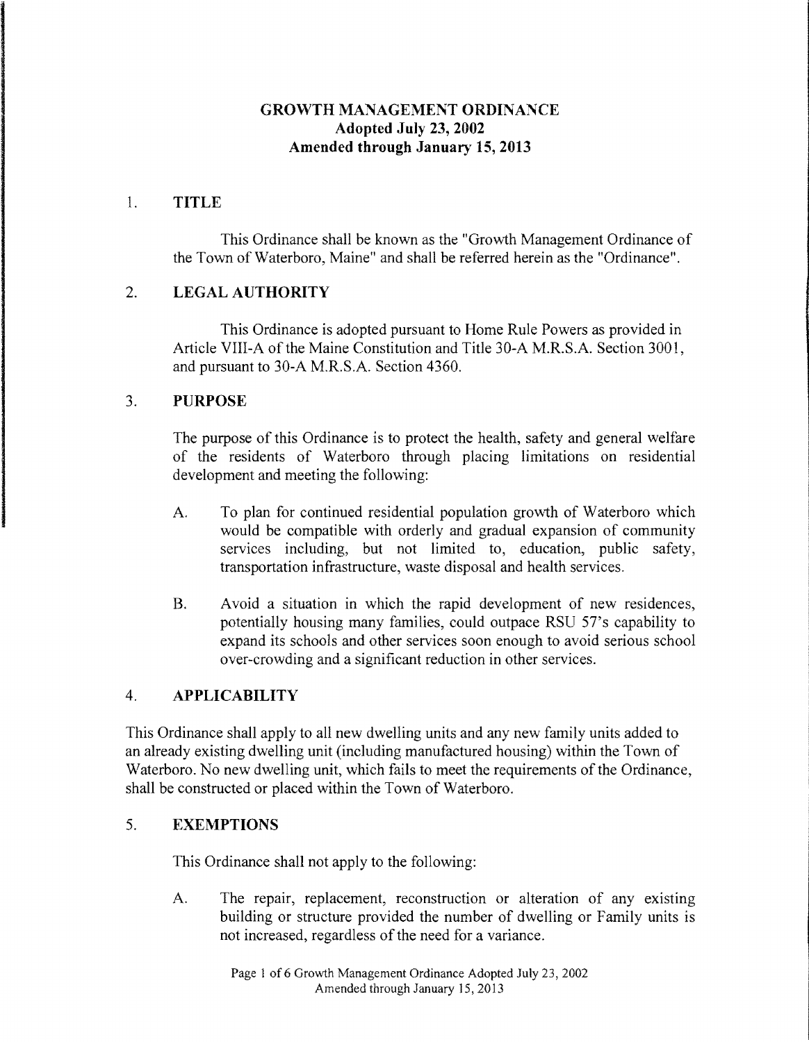# GROWTH MANAGEMENT ORDINANCE
**Adopted July 23, 2002**
**Amended through January 15, 2013**

## 1. TITLE

This Ordinance shall be known as the "Growth Management Ordinance of the Town of Waterboro, Maine" and shall be referred herein as the "Ordinance".

## 2. LEGAL AUTHORITY

This Ordinance is adopted pursuant to Home Rule Powers as provided in Article VIII-A of the Maine Constitution and Title 30-A M.R.S.A. Section 3001, and pursuant to 30-A M.R.S.A. Section 4360.

## 3. PURPOSE

The purpose of this Ordinance is to protect the health, safety and general welfare of the residents of Waterboro through placing limitations on residential development and meeting the following:

A. To plan for continued residential population growth of Waterboro which would be compatible with orderly and gradual expansion of community services including, but not limited to, education, public safety, transportation infrastructure, waste disposal and health services.

B. Avoid a situation in which the rapid development of new residences, potentially housing many families, could outpace RSU 57's capability to expand its schools and other services soon enough to avoid serious school over-crowding and a significant reduction in other services.

## 4. APPLICABILITY

This Ordinance shall apply to all new dwelling units and any new family units added to an already existing dwelling unit (including manufactured housing) within the Town of Waterboro. No new dwelling unit, which fails to meet the requirements of the Ordinance, shall be constructed or placed within the Town of Waterboro.

## 5. EXEMPTIONS

This Ordinance shall not apply to the following:

A. The repair, replacement, reconstruction or alteration of any existing building or structure provided the number of dwelling or Family units is not increased, regardless of the need for a variance.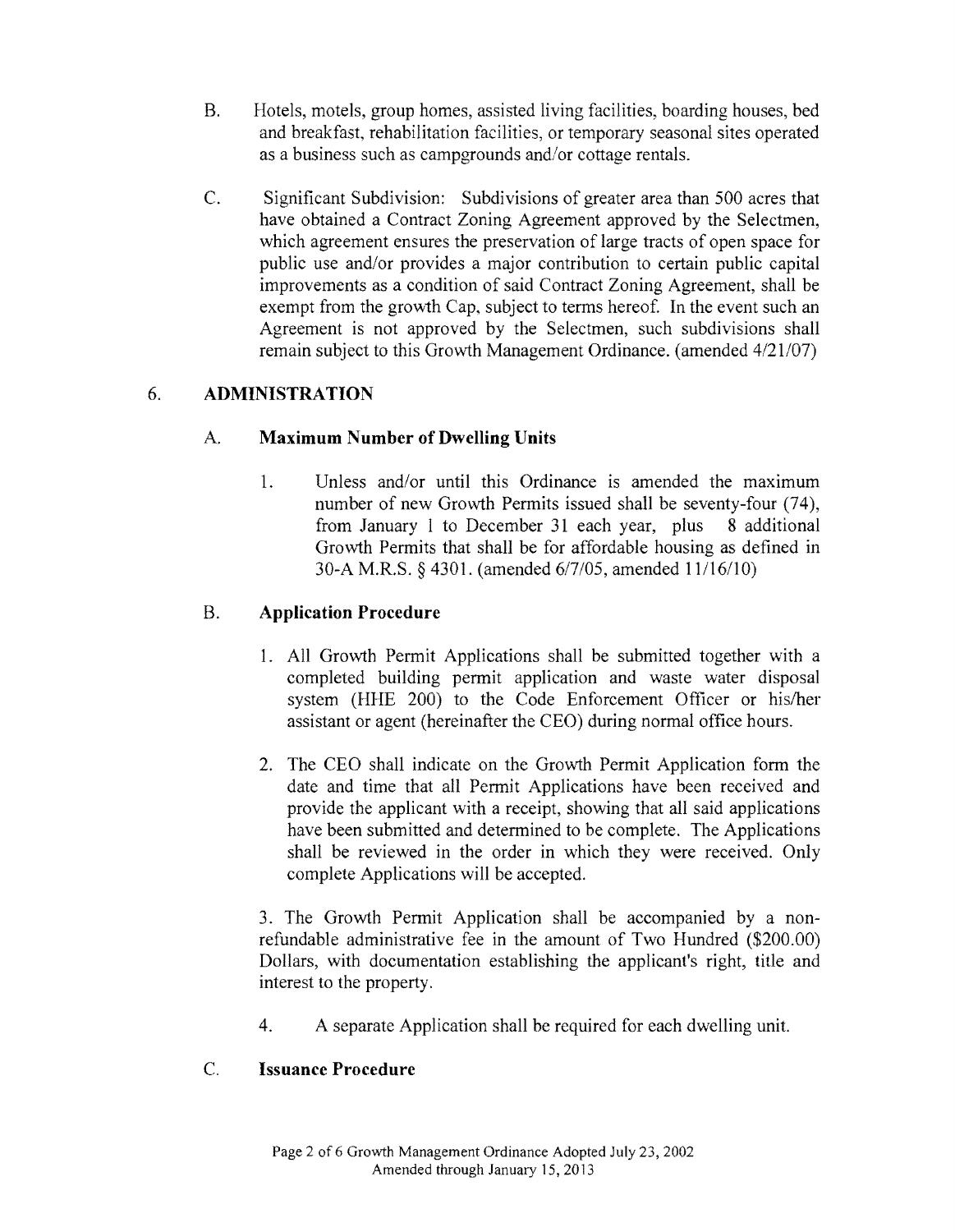B. Hotels, motels, group homes, assisted living facilities, boarding houses, bed and breakfast, rehabilitation facilities, or temporary seasonal sites operated as a business such as campgrounds and/or cottage rentals.

C. Significant Subdivision: Subdivisions of greater area than 500 acres that have obtained a Contract Zoning Agreement approved by the Selectmen, which agreement ensures the preservation of large tracts of open space for public use and/or provides a major contribution to certain public capital improvements as a condition of said Contract Zoning Agreement, shall be exempt from the growth Cap, subject to terms hereof. In the event such an Agreement is not approved by the Selectmen, such subdivisions shall remain subject to this Growth Management Ordinance. (amended 4/21/07)

## 6. ADMINISTRATION

### A. Maximum Number of Dwelling Units

1. Unless and/or until this Ordinance is amended the maximum number of new Growth Permits issued shall be seventy-four (74), from January 1 to December 31 each year, plus 8 additional Growth Permits that shall be for affordable housing as defined in 30-A M.R.S. § 4301. (amended 6/7/05, amended 11/16/10)

### B. Application Procedure

1. All Growth Permit Applications shall be submitted together with a completed building permit application and waste water disposal system (HHE 200) to the Code Enforcement Officer or his/her assistant or agent (hereinafter the CEO) during normal office hours.

2. The CEO shall indicate on the Growth Permit Application form the date and time that all Permit Applications have been received and provide the applicant with a receipt, showing that all said applications have been submitted and determined to be complete. The Applications shall be reviewed in the order in which they were received. Only complete Applications will be accepted.

3. The Growth Permit Application shall be accompanied by a non-refundable administrative fee in the amount of Two Hundred ($200.00) Dollars, with documentation establishing the applicant's right, title and interest to the property.

4. A separate Application shall be required for each dwelling unit.

### C. Issuance Procedure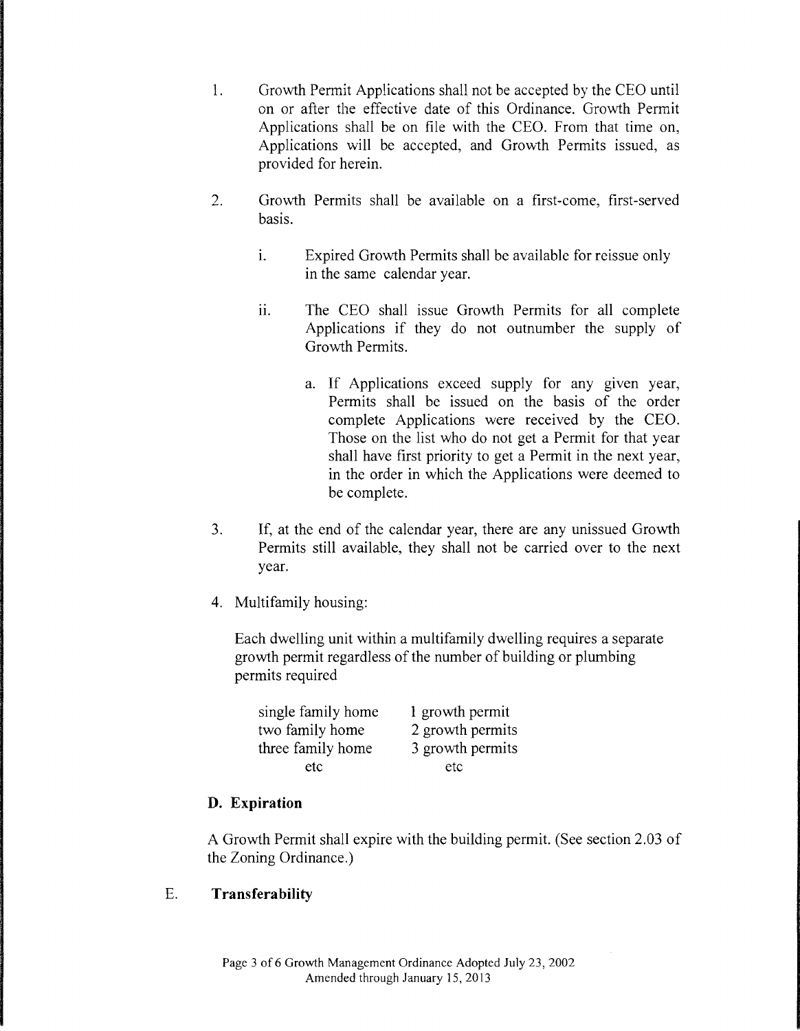1. Growth Permit Applications shall not be accepted by the CEO until on or after the effective date of this Ordinance. Growth Permit Applications shall be on file with the CEO. From that time on, Applications will be accepted, and Growth Permits issued, as provided for herein.

2. Growth Permits shall be available on a first-come, first-served basis.

   i. Expired Growth Permits shall be available for reissue only in the same calendar year.

   ii. The CEO shall issue Growth Permits for all complete Applications if they do not outnumber the supply of Growth Permits.

      a. If Applications exceed supply for any given year, Permits shall be issued on the basis of the order complete Applications were received by the CEO. Those on the list who do not get a Permit for that year shall have first priority to get a Permit in the next year, in the order in which the Applications were deemed to be complete.

3. If, at the end of the calendar year, there are any unissued Growth Permits still available, they shall not be carried over to the next year.

4. Multifamily housing:

   Each dwelling unit within a multifamily dwelling requires a separate growth permit regardless of the number of building or plumbing permits required

   | | |
   |---|---|
   | single family home | 1 growth permit |
   | two family home | 2 growth permits |
   | three family home | 3 growth permits |
   | etc | etc |

### D. Expiration

A Growth Permit shall expire with the building permit. (See section 2.03 of the Zoning Ordinance.)

### E. Transferability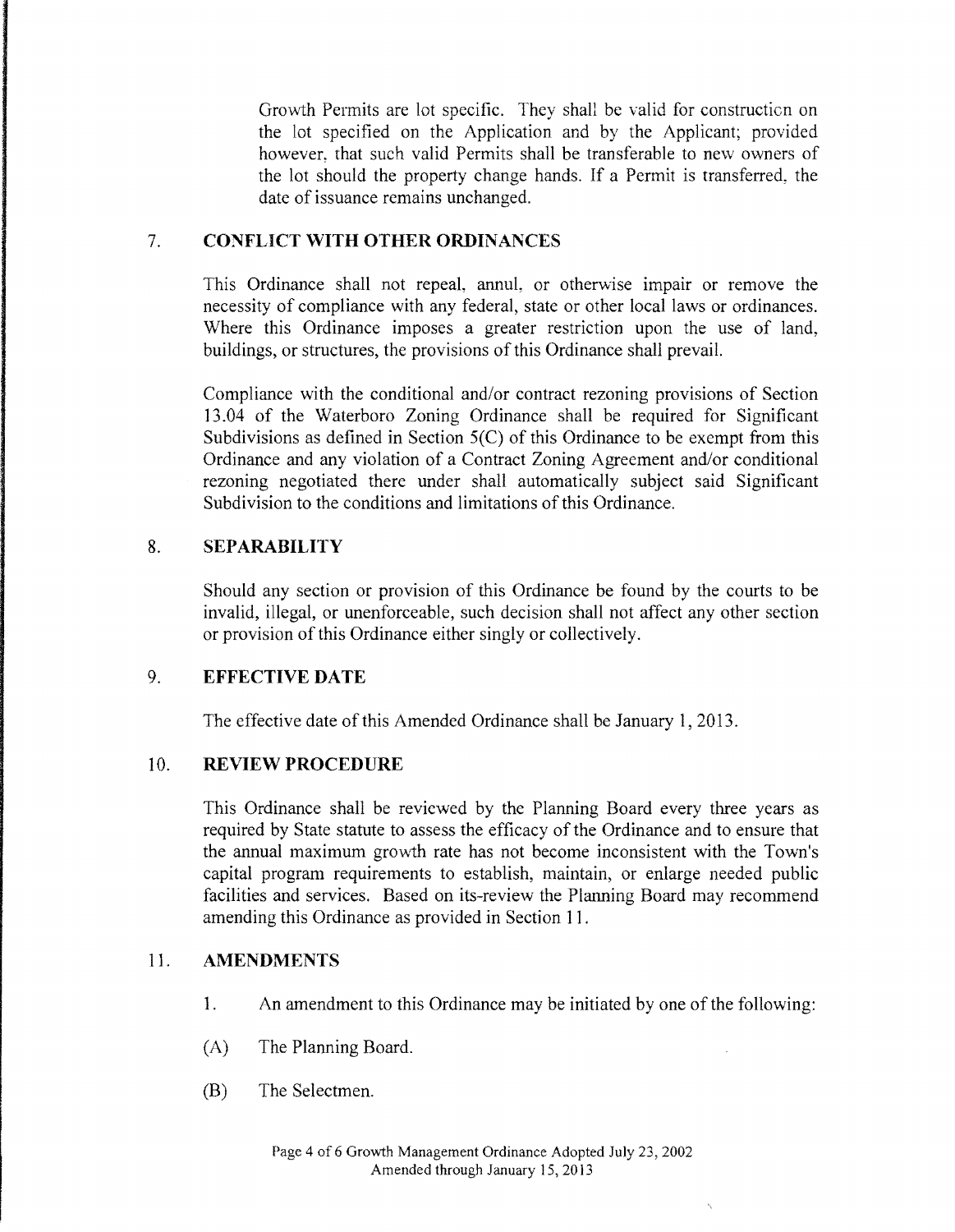Growth Permits are lot specific. They shall be valid for construction on the lot specified on the Application and by the Applicant; provided however, that such valid Permits shall be transferable to new owners of the lot should the property change hands. If a Permit is transferred, the date of issuance remains unchanged.

## 7. CONFLICT WITH OTHER ORDINANCES

This Ordinance shall not repeal, annul, or otherwise impair or remove the necessity of compliance with any federal, state or other local laws or ordinances. Where this Ordinance imposes a greater restriction upon the use of land, buildings, or structures, the provisions of this Ordinance shall prevail.

Compliance with the conditional and/or contract rezoning provisions of Section 13.04 of the Waterboro Zoning Ordinance shall be required for Significant Subdivisions as defined in Section 5(C) of this Ordinance to be exempt from this Ordinance and any violation of a Contract Zoning Agreement and/or conditional rezoning negotiated there under shall automatically subject said Significant Subdivision to the conditions and limitations of this Ordinance.

## 8. SEPARABILITY

Should any section or provision of this Ordinance be found by the courts to be invalid, illegal, or unenforceable, such decision shall not affect any other section or provision of this Ordinance either singly or collectively.

## 9. EFFECTIVE DATE

The effective date of this Amended Ordinance shall be January 1, 2013.

## 10. REVIEW PROCEDURE

This Ordinance shall be reviewed by the Planning Board every three years as required by State statute to assess the efficacy of the Ordinance and to ensure that the annual maximum growth rate has not become inconsistent with the Town's capital program requirements to establish, maintain, or enlarge needed public facilities and services. Based on its-review the Planning Board may recommend amending this Ordinance as provided in Section 11.

## 11. AMENDMENTS

1. An amendment to this Ordinance may be initiated by one of the following:

(A) The Planning Board.

(B) The Selectmen.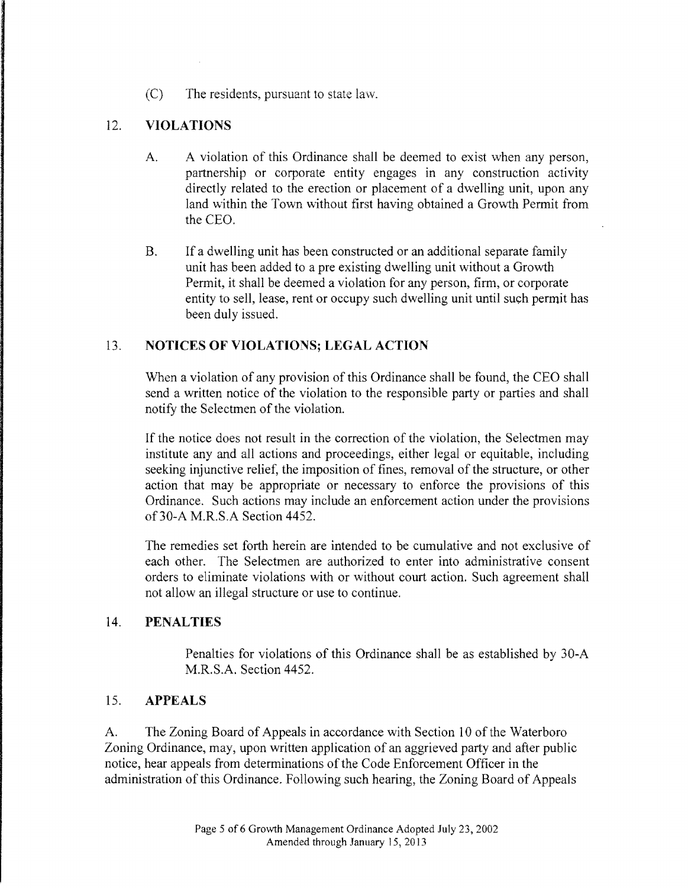(C) The residents, pursuant to state law.

## 12. VIOLATIONS

A. A violation of this Ordinance shall be deemed to exist when any person, partnership or corporate entity engages in any construction activity directly related to the erection or placement of a dwelling unit, upon any land within the Town without first having obtained a Growth Permit from the CEO.

B. If a dwelling unit has been constructed or an additional separate family unit has been added to a pre existing dwelling unit without a Growth Permit, it shall be deemed a violation for any person, firm, or corporate entity to sell, lease, rent or occupy such dwelling unit until such permit has been duly issued.

## 13. NOTICES OF VIOLATIONS; LEGAL ACTION

When a violation of any provision of this Ordinance shall be found, the CEO shall send a written notice of the violation to the responsible party or parties and shall notify the Selectmen of the violation.

If the notice does not result in the correction of the violation, the Selectmen may institute any and all actions and proceedings, either legal or equitable, including seeking injunctive relief, the imposition of fines, removal of the structure, or other action that may be appropriate or necessary to enforce the provisions of this Ordinance. Such actions may include an enforcement action under the provisions of 30-A M.R.S.A Section 4452.

The remedies set forth herein are intended to be cumulative and not exclusive of each other. The Selectmen are authorized to enter into administrative consent orders to eliminate violations with or without court action. Such agreement shall not allow an illegal structure or use to continue.

## 14. PENALTIES

Penalties for violations of this Ordinance shall be as established by 30-A M.R.S.A. Section 4452.

## 15. APPEALS

A. The Zoning Board of Appeals in accordance with Section 10 of the Waterboro Zoning Ordinance, may, upon written application of an aggrieved party and after public notice, hear appeals from determinations of the Code Enforcement Officer in the administration of this Ordinance. Following such hearing, the Zoning Board of Appeals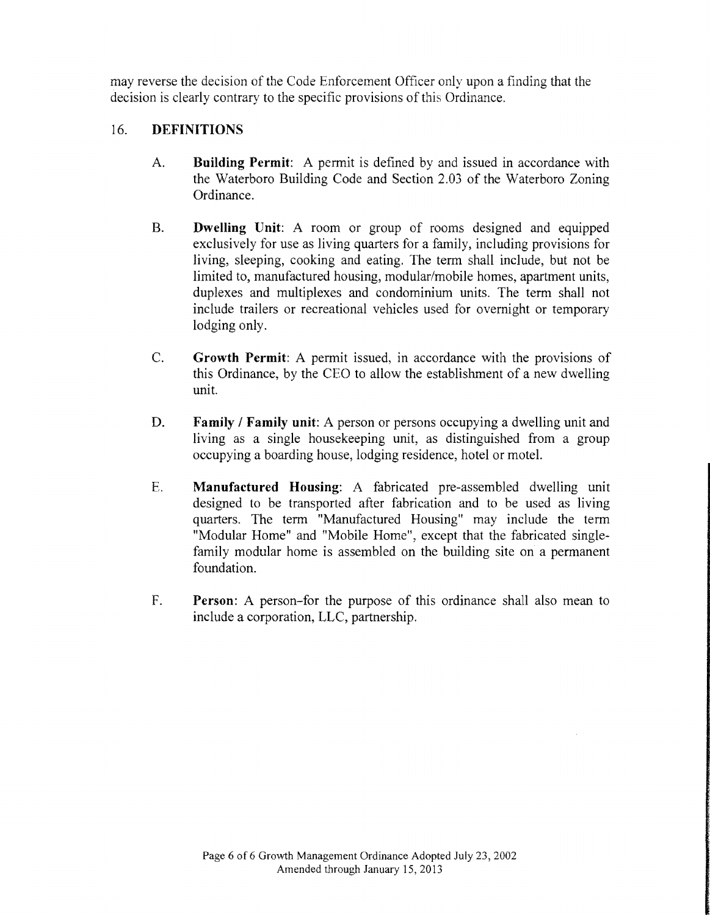may reverse the decision of the Code Enforcement Officer only upon a finding that the decision is clearly contrary to the specific provisions of this Ordinance.

## 16. DEFINITIONS

A. **Building Permit**: A permit is defined by and issued in accordance with the Waterboro Building Code and Section 2.03 of the Waterboro Zoning Ordinance.

B. **Dwelling Unit**: A room or group of rooms designed and equipped exclusively for use as living quarters for a family, including provisions for living, sleeping, cooking and eating. The term shall include, but not be limited to, manufactured housing, modular/mobile homes, apartment units, duplexes and multiplexes and condominium units. The term shall not include trailers or recreational vehicles used for overnight or temporary lodging only.

C. **Growth Permit**: A permit issued, in accordance with the provisions of this Ordinance, by the CEO to allow the establishment of a new dwelling unit.

D. **Family / Family unit**: A person or persons occupying a dwelling unit and living as a single housekeeping unit, as distinguished from a group occupying a boarding house, lodging residence, hotel or motel.

E. **Manufactured Housing**: A fabricated pre-assembled dwelling unit designed to be transported after fabrication and to be used as living quarters. The term "Manufactured Housing" may include the term "Modular Home" and "Mobile Home", except that the fabricated single-family modular home is assembled on the building site on a permanent foundation.

F. **Person**: A person–for the purpose of this ordinance shall also mean to include a corporation, LLC, partnership.